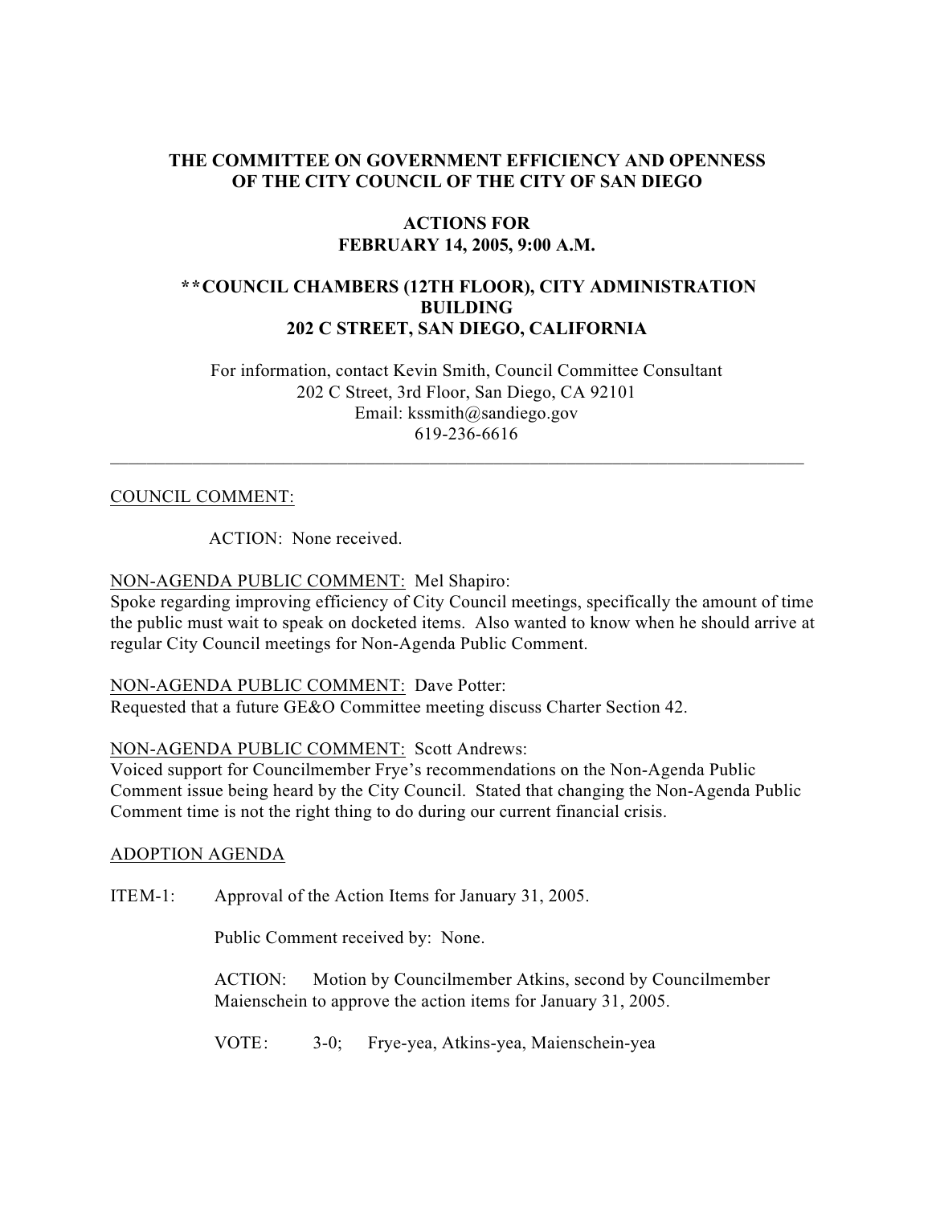# THE COMMITTEE ON GOVERNMENT EFFICIENCY AND OPENNESS OF THE CITY COUNCIL OF THE CITY OF SAN DIEGO

## ACTIONS FOR FEBRUARY 14, 2005, 9:00 A.M.

## **COUNCIL CHAMBERS (12TH FLOOR), CITY ADMINISTRATION BUILDING 202 C STREET, SAN DIEGO, CALIFORNIA

For information, contact Kevin Smith, Council Committee Consultant
202 C Street, 3rd Floor, San Diego, CA 92101
Email: kssmith@sandiego.gov
619-236-6616

---

<u>COUNCIL COMMENT:</u>

ACTION: None received.

<u>NON-AGENDA PUBLIC COMMENT:</u> Mel Shapiro:
Spoke regarding improving efficiency of City Council meetings, specifically the amount of time the public must wait to speak on docketed items. Also wanted to know when he should arrive at regular City Council meetings for Non-Agenda Public Comment.

<u>NON-AGENDA PUBLIC COMMENT:</u> Dave Potter:
Requested that a future GE&O Committee meeting discuss Charter Section 42.

<u>NON-AGENDA PUBLIC COMMENT:</u> Scott Andrews:
Voiced support for Councilmember Frye's recommendations on the Non-Agenda Public Comment issue being heard by the City Council. Stated that changing the Non-Agenda Public Comment time is not the right thing to do during our current financial crisis.

<u>ADOPTION AGENDA</u>

ITEM-1: Approval of the Action Items for January 31, 2005.

Public Comment received by: None.

ACTION: Motion by Councilmember Atkins, second by Councilmember Maienschein to approve the action items for January 31, 2005.

VOTE: 3-0; Frye-yea, Atkins-yea, Maienschein-yea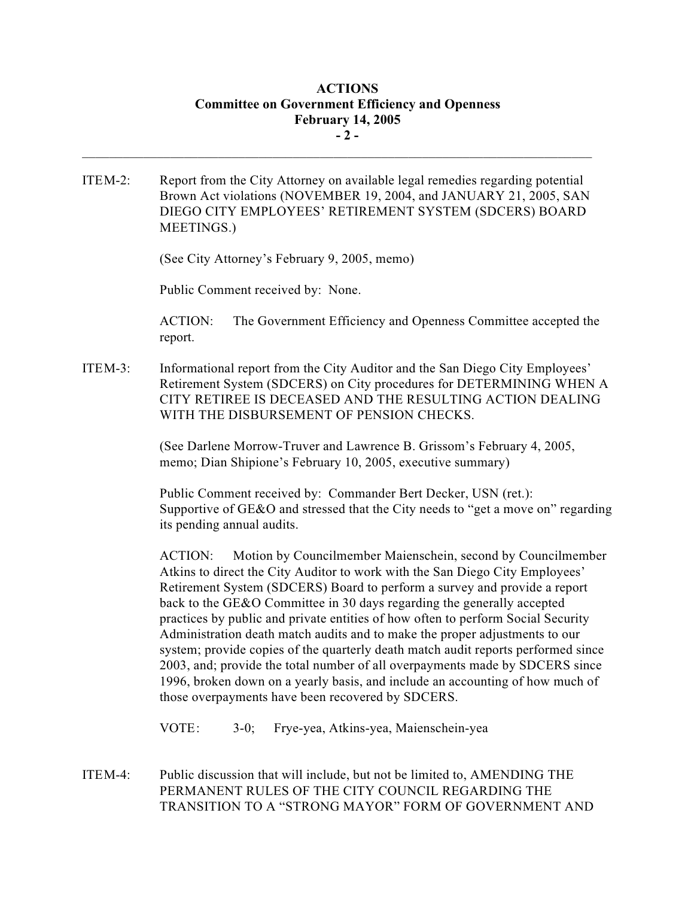ITEM-2: Report from the City Attorney on available legal remedies regarding potential Brown Act violations (NOVEMBER 19, 2004, and JANUARY 21, 2005, SAN DIEGO CITY EMPLOYEES' RETIREMENT SYSTEM (SDCERS) BOARD MEETINGS.)

(See City Attorney's February 9, 2005, memo)

Public Comment received by: None.

ACTION: The Government Efficiency and Openness Committee accepted the report.

ITEM-3: Informational report from the City Auditor and the San Diego City Employees' Retirement System (SDCERS) on City procedures for DETERMINING WHEN A CITY RETIREE IS DECEASED AND THE RESULTING ACTION DEALING WITH THE DISBURSEMENT OF PENSION CHECKS.

(See Darlene Morrow-Truver and Lawrence B. Grissom's February 4, 2005, memo; Dian Shipione's February 10, 2005, executive summary)

Public Comment received by: Commander Bert Decker, USN (ret.): Supportive of GE&O and stressed that the City needs to "get a move on" regarding its pending annual audits.

ACTION: Motion by Councilmember Maienschein, second by Councilmember Atkins to direct the City Auditor to work with the San Diego City Employees' Retirement System (SDCERS) Board to perform a survey and provide a report back to the GE&O Committee in 30 days regarding the generally accepted practices by public and private entities of how often to perform Social Security Administration death match audits and to make the proper adjustments to our system; provide copies of the quarterly death match audit reports performed since 2003, and; provide the total number of all overpayments made by SDCERS since 1996, broken down on a yearly basis, and include an accounting of how much of those overpayments have been recovered by SDCERS.

VOTE: 3-0; Frye-yea, Atkins-yea, Maienschein-yea

ITEM-4: Public discussion that will include, but not be limited to, AMENDING THE PERMANENT RULES OF THE CITY COUNCIL REGARDING THE TRANSITION TO A "STRONG MAYOR" FORM OF GOVERNMENT AND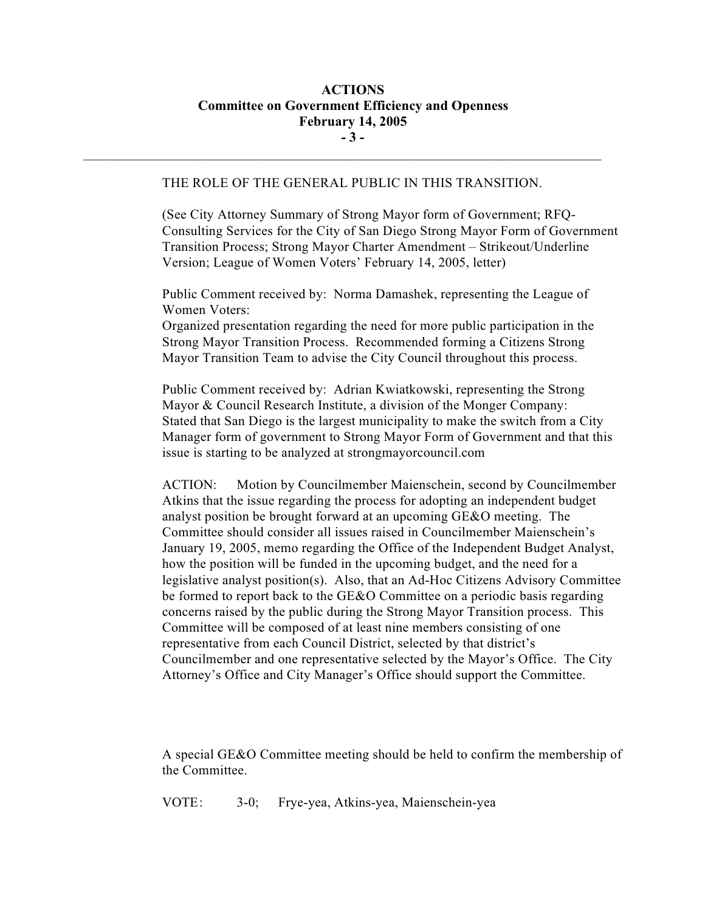THE ROLE OF THE GENERAL PUBLIC IN THIS TRANSITION.

(See City Attorney Summary of Strong Mayor form of Government; RFQ-Consulting Services for the City of San Diego Strong Mayor Form of Government Transition Process; Strong Mayor Charter Amendment – Strikeout/Underline Version; League of Women Voters' February 14, 2005, letter)

Public Comment received by: Norma Damashek, representing the League of Women Voters:
Organized presentation regarding the need for more public participation in the Strong Mayor Transition Process. Recommended forming a Citizens Strong Mayor Transition Team to advise the City Council throughout this process.

Public Comment received by: Adrian Kwiatkowski, representing the Strong Mayor & Council Research Institute, a division of the Monger Company:
Stated that San Diego is the largest municipality to make the switch from a City Manager form of government to Strong Mayor Form of Government and that this issue is starting to be analyzed at strongmayorcouncil.com

ACTION: Motion by Councilmember Maienschein, second by Councilmember Atkins that the issue regarding the process for adopting an independent budget analyst position be brought forward at an upcoming GE&O meeting. The Committee should consider all issues raised in Councilmember Maienschein's January 19, 2005, memo regarding the Office of the Independent Budget Analyst, how the position will be funded in the upcoming budget, and the need for a legislative analyst position(s). Also, that an Ad-Hoc Citizens Advisory Committee be formed to report back to the GE&O Committee on a periodic basis regarding concerns raised by the public during the Strong Mayor Transition process. This Committee will be composed of at least nine members consisting of one representative from each Council District, selected by that district's Councilmember and one representative selected by the Mayor's Office. The City Attorney's Office and City Manager's Office should support the Committee.

A special GE&O Committee meeting should be held to confirm the membership of the Committee.

VOTE: 3-0; Frye-yea, Atkins-yea, Maienschein-yea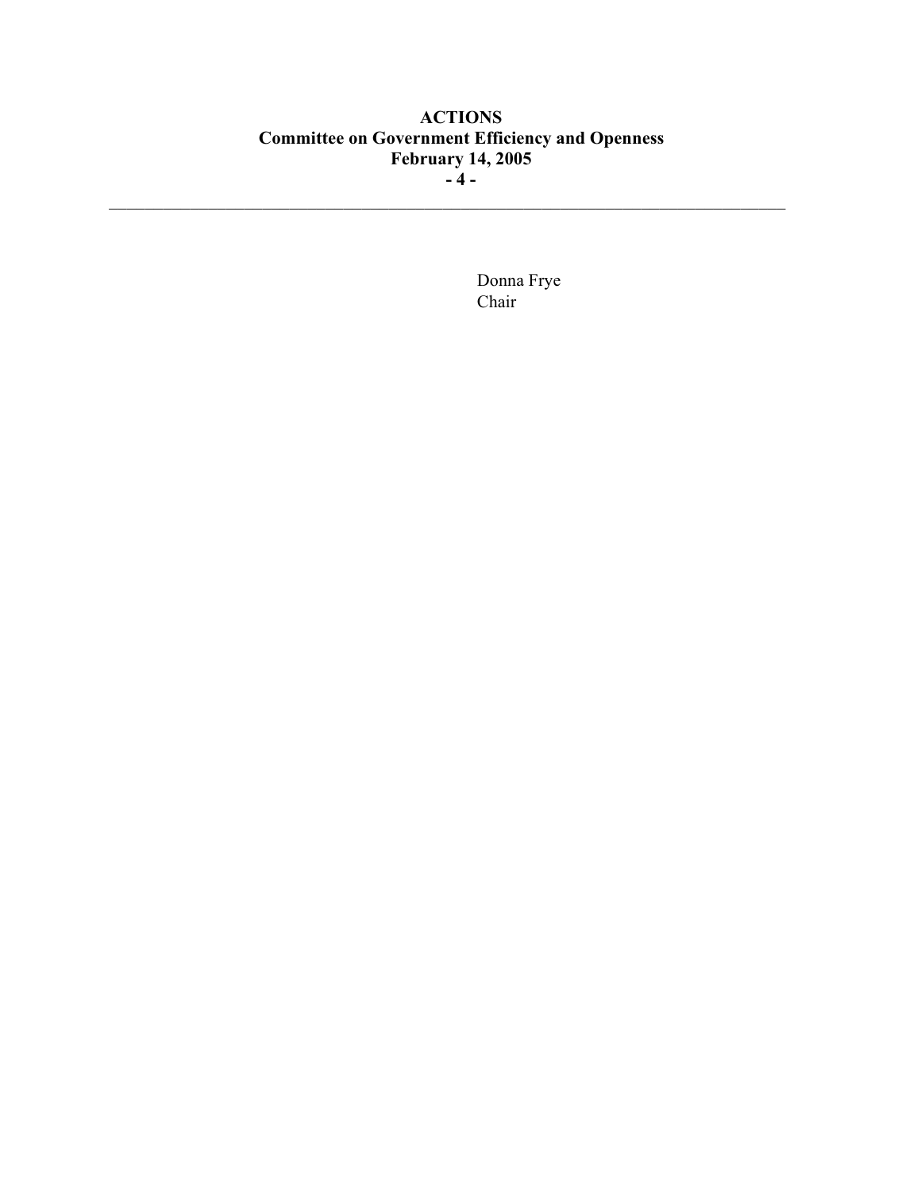Donna Frye
Chair